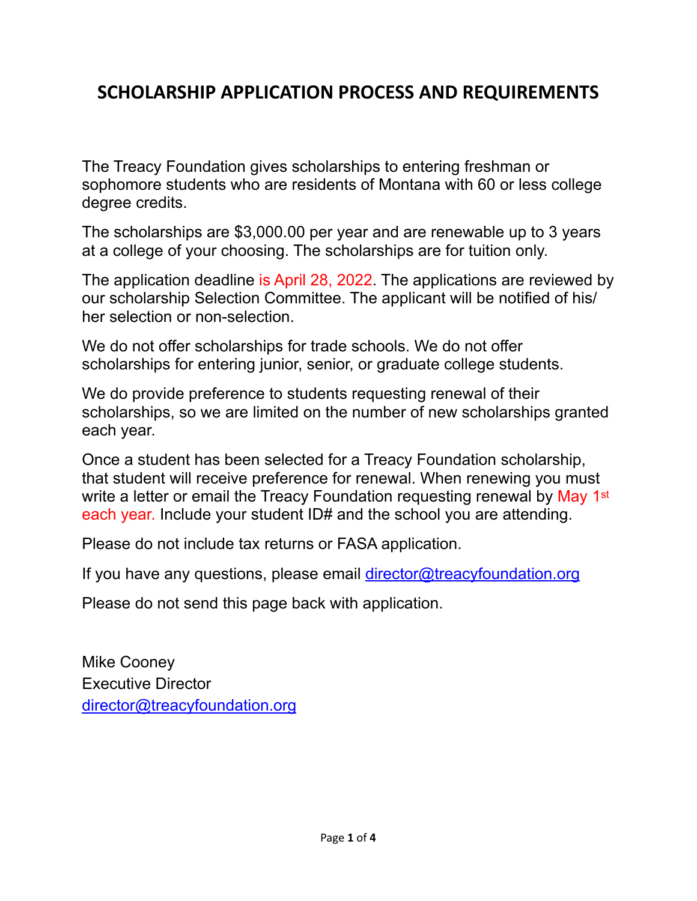# SCHOLARSHIP APPLICATION PROCESS AND REQUIREMENTS

The Treacy Foundation gives scholarships to entering freshman or sophomore students who are residents of Montana with 60 or less college degree credits.

The scholarships are $3,000.00 per year and are renewable up to 3 years at a college of your choosing. The scholarships are for tuition only.

The application deadline is April 28, 2022. The applications are reviewed by our scholarship Selection Committee. The applicant will be notified of his/her selection or non-selection.

We do not offer scholarships for trade schools. We do not offer scholarships for entering junior, senior, or graduate college students.

We do provide preference to students requesting renewal of their scholarships, so we are limited on the number of new scholarships granted each year.

Once a student has been selected for a Treacy Foundation scholarship, that student will receive preference for renewal. When renewing you must write a letter or email the Treacy Foundation requesting renewal by May 1st each year. Include your student ID# and the school you are attending.

Please do not include tax returns or FASA application.

If you have any questions, please email director@treacyfoundation.org

Please do not send this page back with application.

Mike Cooney
Executive Director
director@treacyfoundation.org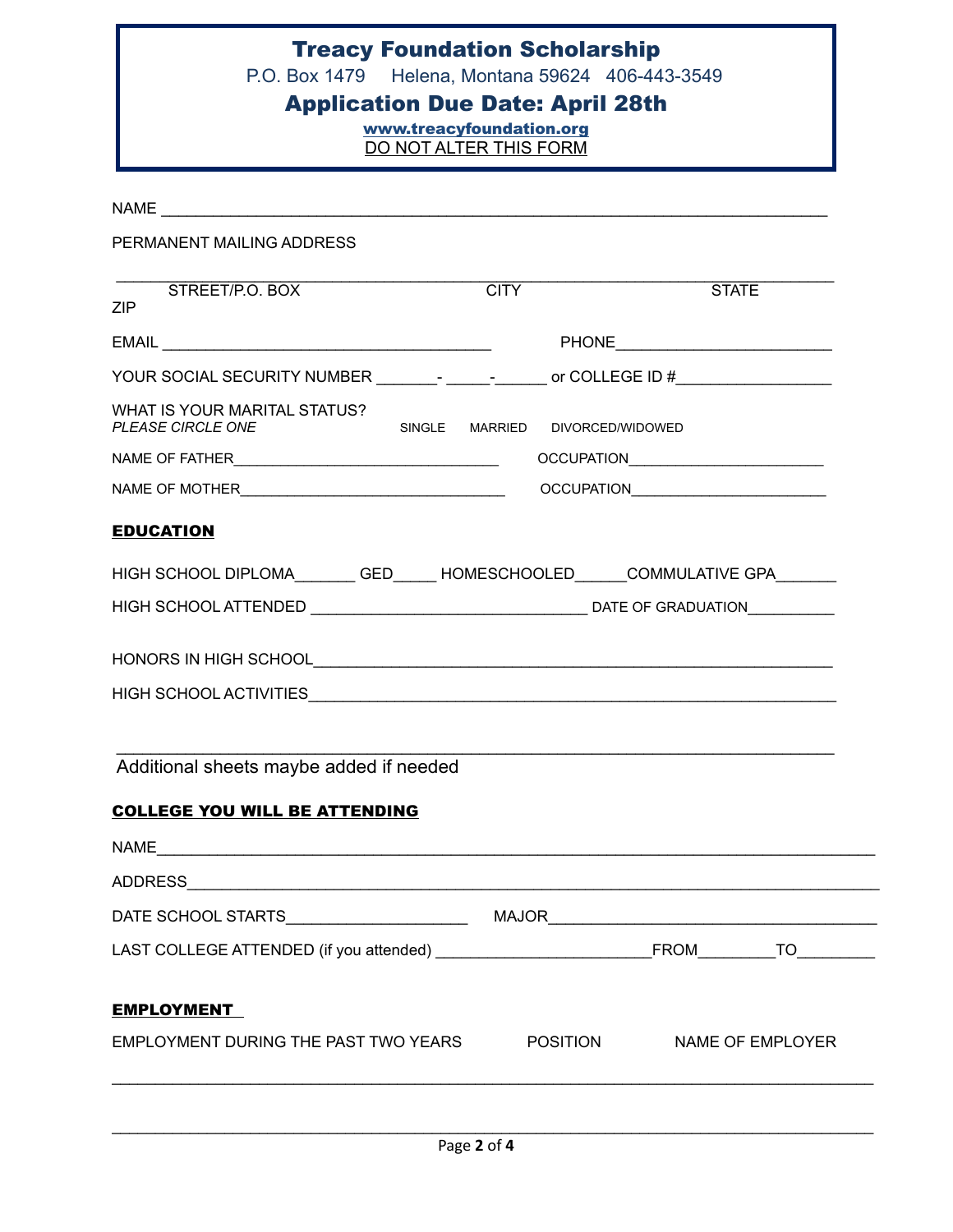# Treacy Foundation Scholarship

P.O. Box 1479 Helena, Montana 59624 406-443-3549

## Application Due Date: April 28th

www.treacyfoundation.org

DO NOT ALTER THIS FORM

NAME ___________________________________________________________________________

PERMANENT MAILING ADDRESS

_______________________________________________________________________________

STREET/P.O. BOX CITY STATE ZIP

EMAIL ____________________________________ PHONE________________________

YOUR SOCIAL SECURITY NUMBER _______- _____-______ or COLLEGE ID #_________________

WHAT IS YOUR MARITAL STATUS?
*PLEASE CIRCLE ONE* SINGLE MARRIED DIVORCED/WIDOWED

NAME OF FATHER______________________________ OCCUPATION______________________

NAME OF MOTHER______________________________ OCCUPATION______________________

**EDUCATION**

HIGH SCHOOL DIPLOMA_______ GED_____ HOMESCHOOLED_____COMMULATIVE GPA_______

HIGH SCHOOL ATTENDED ______________________________ DATE OF GRADUATION__________

HONORS IN HIGH SCHOOL_________________________________________________________

HIGH SCHOOL ACTIVITIES________________________________________________________

_______________________________________________________________________________

Additional sheets maybe added if needed

**COLLEGE YOU WILL BE ATTENDING**

NAME___________________________________________________________________________

ADDRESS________________________________________________________________________

DATE SCHOOL STARTS____________________ MAJOR_____________________________________

LAST COLLEGE ATTENDED (if you attended) _______________________FROM________TO________

**EMPLOYMENT**

EMPLOYMENT DURING THE PAST TWO YEARS POSITION NAME OF EMPLOYER

_______________________________________________________________________________

_______________________________________________________________________________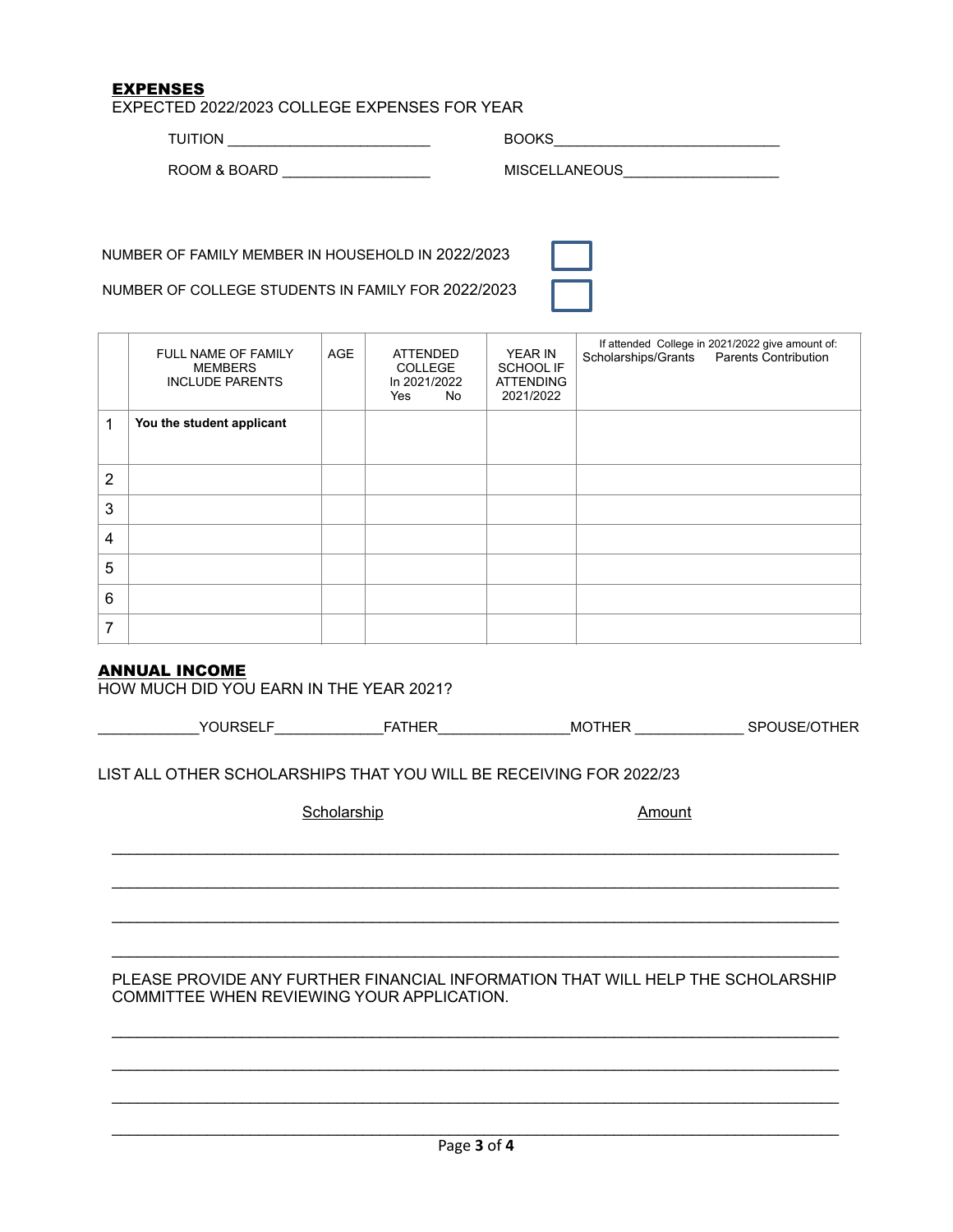## EXPENSES

EXPECTED 2022/2023 COLLEGE EXPENSES FOR YEAR

TUITION ________________________ BOOKS ___________________________

ROOM & BOARD __________________ MISCELLANEOUS ___________________

NUMBER OF FAMILY MEMBER IN HOUSEHOLD IN 2022/2023 ☐

NUMBER OF COLLEGE STUDENTS IN FAMILY FOR 2022/2023 ☐

| | FULL NAME OF FAMILY MEMBERS INCLUDE PARENTS | AGE | ATTENDED COLLEGE In 2021/2022 Yes No | YEAR IN SCHOOL IF ATTENDING 2021/2022 | If attended College in 2021/2022 give amount of: Scholarships/Grants Parents Contribution |
|---|---|---|---|---|---|
| 1 | **You the student applicant** | | | | |
| 2 | | | | | |
| 3 | | | | | |
| 4 | | | | | |
| 5 | | | | | |
| 6 | | | | | |
| 7 | | | | | |

## ANNUAL INCOME

HOW MUCH DID YOU EARN IN THE YEAR 2021?

____________YOURSELF_____________FATHER________________MOTHER _____________ SPOUSE/OTHER

LIST ALL OTHER SCHOLARSHIPS THAT YOU WILL BE RECEIVING FOR 2022/23

Scholarship Amount

_______________________________________________________________________________

_______________________________________________________________________________

_______________________________________________________________________________

_______________________________________________________________________________

PLEASE PROVIDE ANY FURTHER FINANCIAL INFORMATION THAT WILL HELP THE SCHOLARSHIP COMMITTEE WHEN REVIEWING YOUR APPLICATION.

_______________________________________________________________________________

_______________________________________________________________________________

_______________________________________________________________________________

_______________________________________________________________________________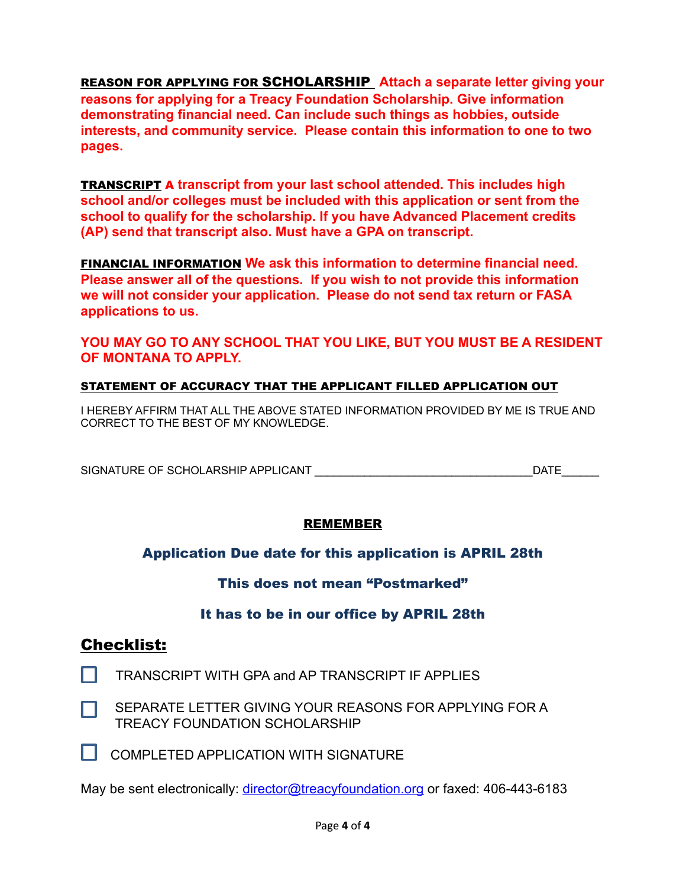**REASON FOR APPLYING FOR SCHOLARSHIP** **Attach a separate letter giving your reasons for applying for a Treacy Foundation Scholarship. Give information demonstrating financial need. Can include such things as hobbies, outside interests, and community service. Please contain this information to one to two pages.**

**TRANSCRIPT** **A transcript from your last school attended. This includes high school and/or colleges must be included with this application or sent from the school to qualify for the scholarship. If you have Advanced Placement credits (AP) send that transcript also. Must have a GPA on transcript.**

**FINANCIAL INFORMATION** **We ask this information to determine financial need. Please answer all of the questions. If you wish to not provide this information we will not consider your application. Please do not send tax return or FASA applications to us.**

**YOU MAY GO TO ANY SCHOOL THAT YOU LIKE, BUT YOU MUST BE A RESIDENT OF MONTANA TO APPLY.**

**STATEMENT OF ACCURACY THAT THE APPLICANT FILLED APPLICATION OUT**

I HEREBY AFFIRM THAT ALL THE ABOVE STATED INFORMATION PROVIDED BY ME IS TRUE AND CORRECT TO THE BEST OF MY KNOWLEDGE.

SIGNATURE OF SCHOLARSHIP APPLICANT __________________________________DATE______

**REMEMBER**

**Application Due date for this application is APRIL 28th**

**This does not mean "Postmarked"**

**It has to be in our office by APRIL 28th**

## Checklist:

- ☐ TRANSCRIPT WITH GPA and AP TRANSCRIPT IF APPLIES
- ☐ SEPARATE LETTER GIVING YOUR REASONS FOR APPLYING FOR A TREACY FOUNDATION SCHOLARSHIP
- ☐ COMPLETED APPLICATION WITH SIGNATURE

May be sent electronically: director@treacyfoundation.org or faxed: 406-443-6183